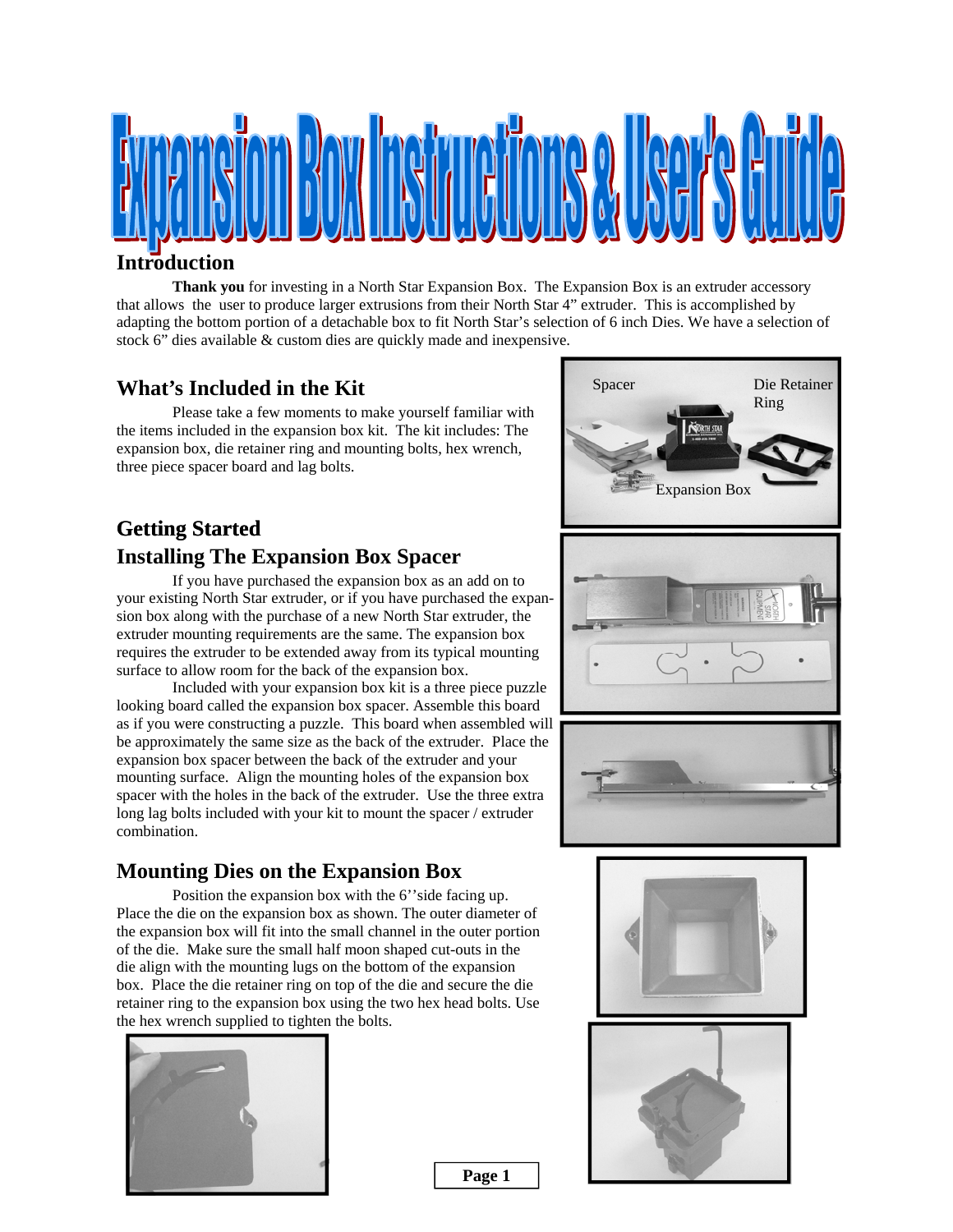# Expansion Box Instructions & User's Guide

## Introduction

**Thank you** for investing in a North Star Expansion Box. The Expansion Box is an extruder accessory that allows the user to produce larger extrusions from their North Star 4" extruder. This is accomplished by adapting the bottom portion of a detachable box to fit North Star's selection of 6 inch Dies. We have a selection of stock 6" dies available & custom dies are quickly made and inexpensive.

## What's Included in the Kit

Please take a few moments to make yourself familiar with the items included in the expansion box kit. The kit includes: The expansion box, die retainer ring and mounting bolts, hex wrench, three piece spacer board and lag bolts.

Spacer

Die Retainer Ring

Expansion Box

## Getting Started

## Installing The Expansion Box Spacer

If you have purchased the expansion box as an add on to your existing North Star extruder, or if you have purchased the expansion box along with the purchase of a new North Star extruder, the extruder mounting requirements are the same. The expansion box requires the extruder to be extended away from its typical mounting surface to allow room for the back of the expansion box.

Included with your expansion box kit is a three piece puzzle looking board called the expansion box spacer. Assemble this board as if you were constructing a puzzle. This board when assembled will be approximately the same size as the back of the extruder. Place the expansion box spacer between the back of the extruder and your mounting surface. Align the mounting holes of the expansion box spacer with the holes in the back of the extruder. Use the three extra long lag bolts included with your kit to mount the spacer / extruder combination.

## Mounting Dies on the Expansion Box

Position the expansion box with the 6''side facing up. Place the die on the expansion box as shown. The outer diameter of the expansion box will fit into the small channel in the outer portion of the die. Make sure the small half moon shaped cut-outs in the die align with the mounting lugs on the bottom of the expansion box. Place the die retainer ring on top of the die and secure the die retainer ring to the expansion box using the two hex head bolts. Use the hex wrench supplied to tighten the bolts.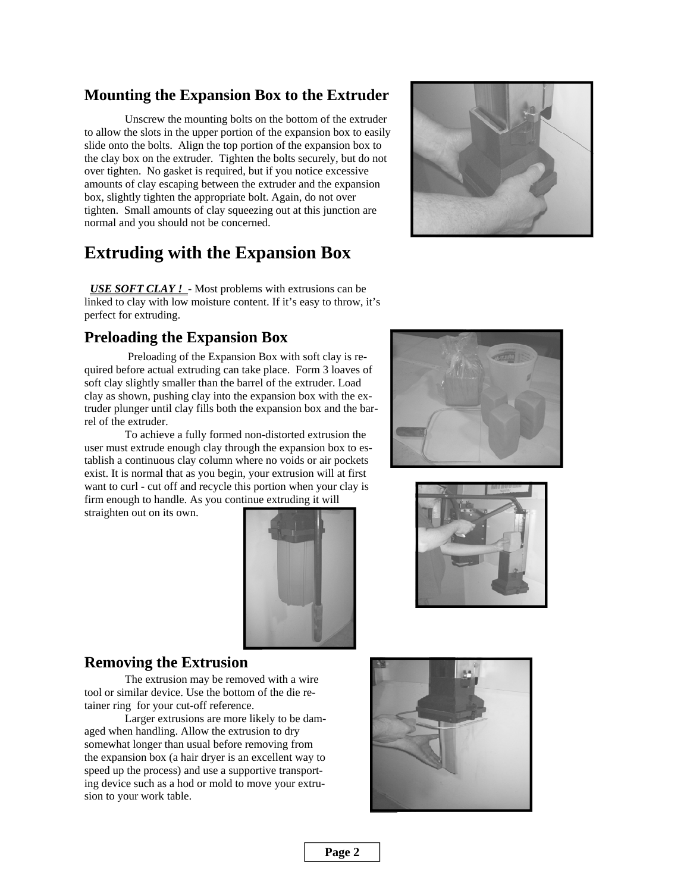## Mounting the Expansion Box to the Extruder

Unscrew the mounting bolts on the bottom of the extruder to allow the slots in the upper portion of the expansion box to easily slide onto the bolts. Align the top portion of the expansion box to the clay box on the extruder. Tighten the bolts securely, but do not over tighten. No gasket is required, but if you notice excessive amounts of clay escaping between the extruder and the expansion box, slightly tighten the appropriate bolt. Again, do not over tighten. Small amounts of clay squeezing out at this junction are normal and you should not be concerned.

# Extruding with the Expansion Box

***USE SOFT CLAY !*** - Most problems with extrusions can be linked to clay with low moisture content. If it's easy to throw, it's perfect for extruding.

## Preloading the Expansion Box

Preloading of the Expansion Box with soft clay is required before actual extruding can take place. Form 3 loaves of soft clay slightly smaller than the barrel of the extruder. Load clay as shown, pushing clay into the expansion box with the extruder plunger until clay fills both the expansion box and the barrel of the extruder.

To achieve a fully formed non-distorted extrusion the user must extrude enough clay through the expansion box to establish a continuous clay column where no voids or air pockets exist. It is normal that as you begin, your extrusion will at first want to curl - cut off and recycle this portion when your clay is firm enough to handle. As you continue extruding it will straighten out on its own.

## Removing the Extrusion

The extrusion may be removed with a wire tool or similar device. Use the bottom of the die retainer ring for your cut-off reference.

Larger extrusions are more likely to be damaged when handling. Allow the extrusion to dry somewhat longer than usual before removing from the expansion box (a hair dryer is an excellent way to speed up the process) and use a supportive transporting device such as a hod or mold to move your extrusion to your work table.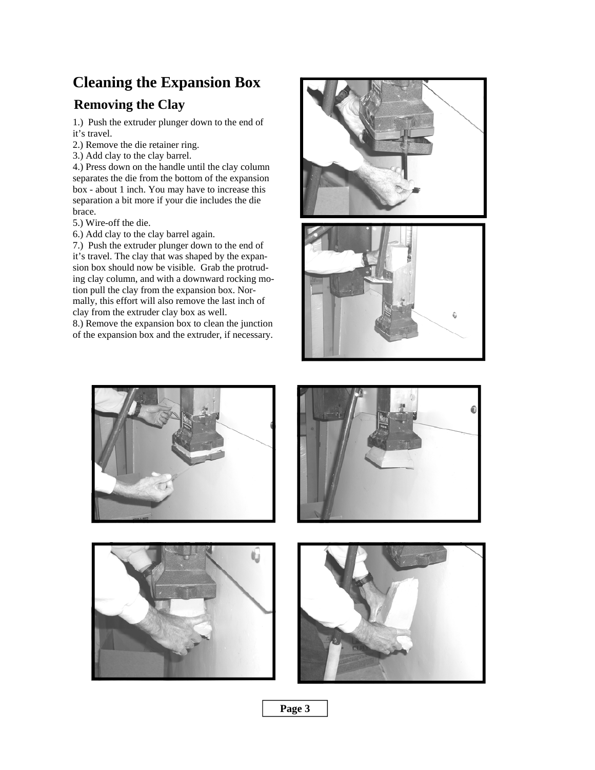# Cleaning the Expansion Box

## Removing the Clay

1.) Push the extruder plunger down to the end of it's travel.
2.) Remove the die retainer ring.
3.) Add clay to the clay barrel.
4.) Press down on the handle until the clay column separates the die from the bottom of the expansion box - about 1 inch. You may have to increase this separation a bit more if your die includes the die brace.
5.) Wire-off the die.
6.) Add clay to the clay barrel again.
7.) Push the extruder plunger down to the end of it's travel. The clay that was shaped by the expansion box should now be visible. Grab the protruding clay column, and with a downward rocking motion pull the clay from the expansion box. Normally, this effort will also remove the last inch of clay from the extruder clay box as well.
8.) Remove the expansion box to clean the junction of the expansion box and the extruder, if necessary.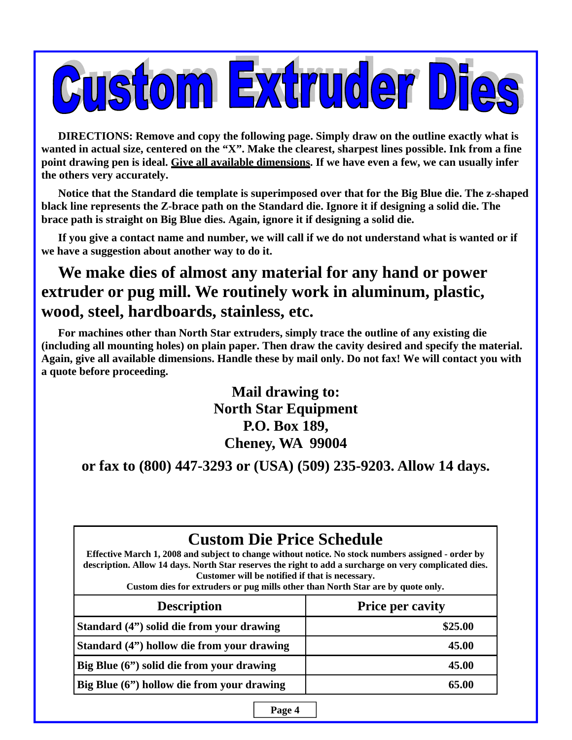# Custom Extruder Dies

**DIRECTIONS: Remove and copy the following page. Simply draw on the outline exactly what is wanted in actual size, centered on the "X". Make the clearest, sharpest lines possible. Ink from a fine point drawing pen is ideal. <u>Give all available dimensions</u>. If we have even a few, we can usually infer the others very accurately.**

**Notice that the Standard die template is superimposed over that for the Big Blue die. The z-shaped black line represents the Z-brace path on the Standard die. Ignore it if designing a solid die. The brace path is straight on Big Blue dies. Again, ignore it if designing a solid die.**

**If you give a contact name and number, we will call if we do not understand what is wanted or if we have a suggestion about another way to do it.**

## We make dies of almost any material for any hand or power extruder or pug mill. We routinely work in aluminum, plastic, wood, steel, hardboards, stainless, etc.

**For machines other than North Star extruders, simply trace the outline of any existing die (including all mounting holes) on plain paper. Then draw the cavity desired and specify the material. Again, give all available dimensions. Handle these by mail only. Do not fax! We will contact you with a quote before proceeding.**

**Mail drawing to:**
**North Star Equipment**
**P.O. Box 189,**
**Cheney, WA 99004**

**or fax to (800) 447-3293 or (USA) (509) 235-9203. Allow 14 days.**

## Custom Die Price Schedule

**Effective March 1, 2008 and subject to change without notice. No stock numbers assigned - order by description. Allow 14 days. North Star reserves the right to add a surcharge on very complicated dies. Customer will be notified if that is necessary.**
**Custom dies for extruders or pug mills other than North Star are by quote only.**

| Description | Price per cavity |
|---|---|
| Standard (4") solid die from your drawing | $25.00 |
| Standard (4") hollow die from your drawing | 45.00 |
| Big Blue (6") solid die from your drawing | 45.00 |
| Big Blue (6") hollow die from your drawing | 65.00 |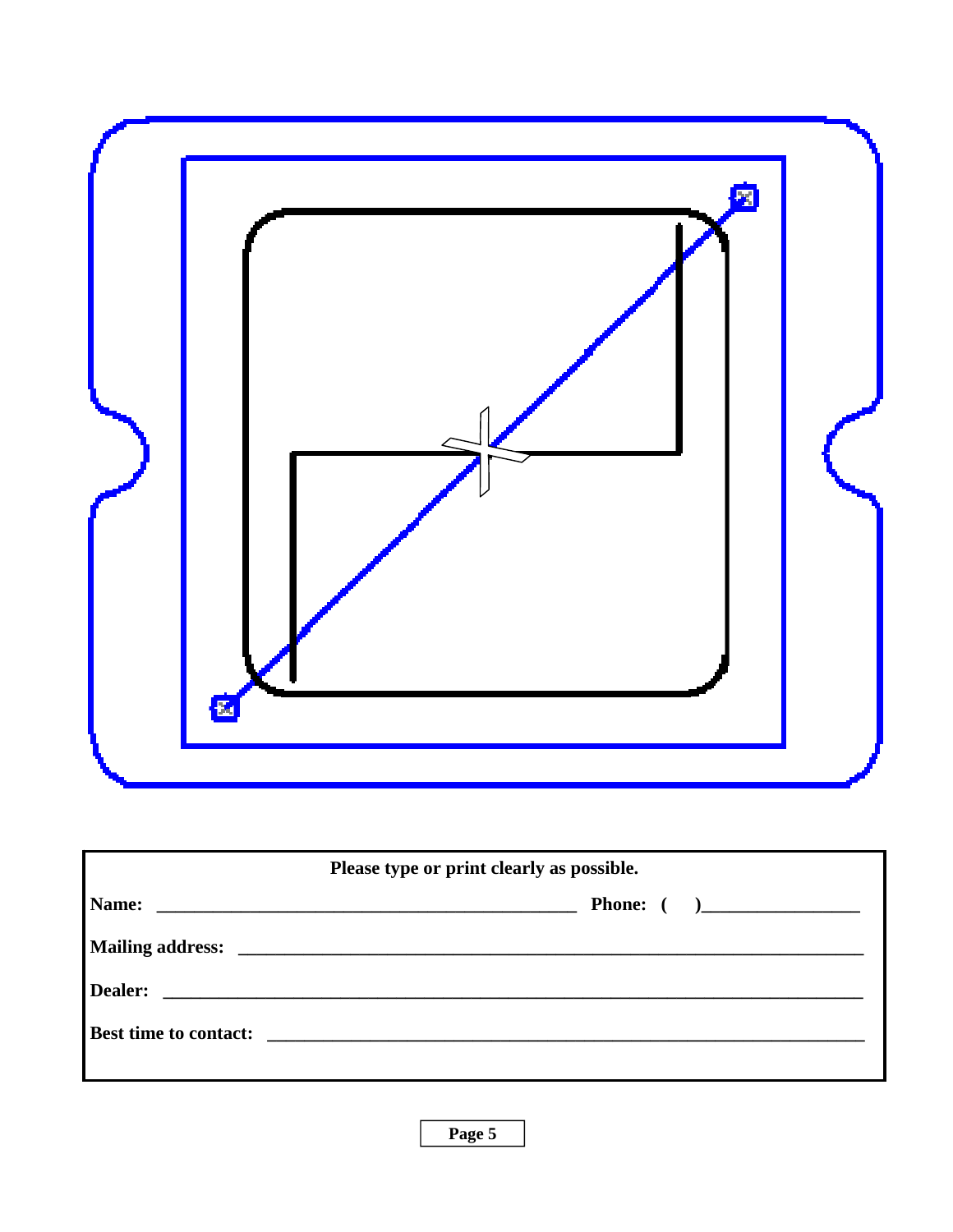**Please type or print clearly as possible.**

**Name:** _______________________________________________ **Phone:** ( )_________________

**Mailing address:** ______________________________________________________________________

**Dealer:** ______________________________________________________________________________

**Best time to contact:** __________________________________________________________________